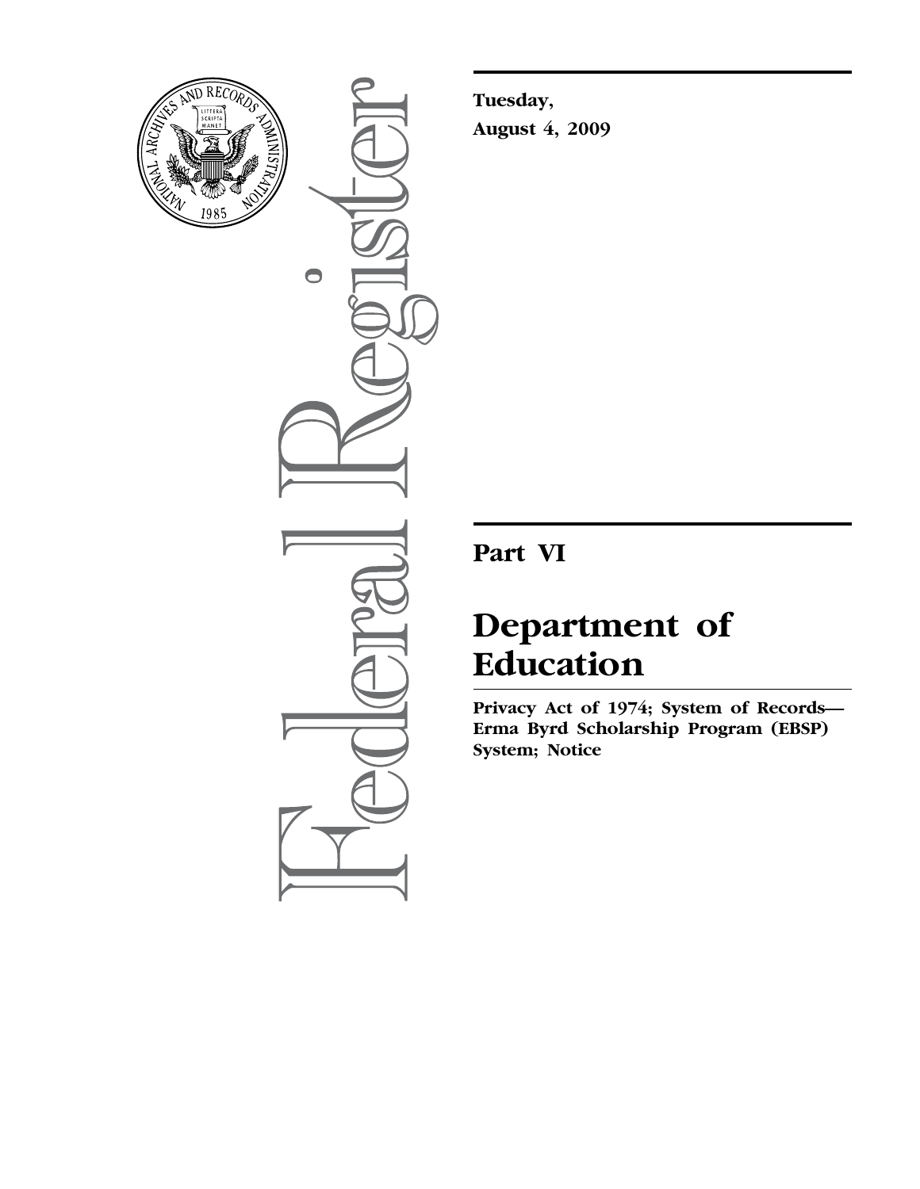**Tuesday,**

**August 4, 2009**

# Part VI

# Department of Education

**Privacy Act of 1974; System of Records— Erma Byrd Scholarship Program (EBSP) System; Notice**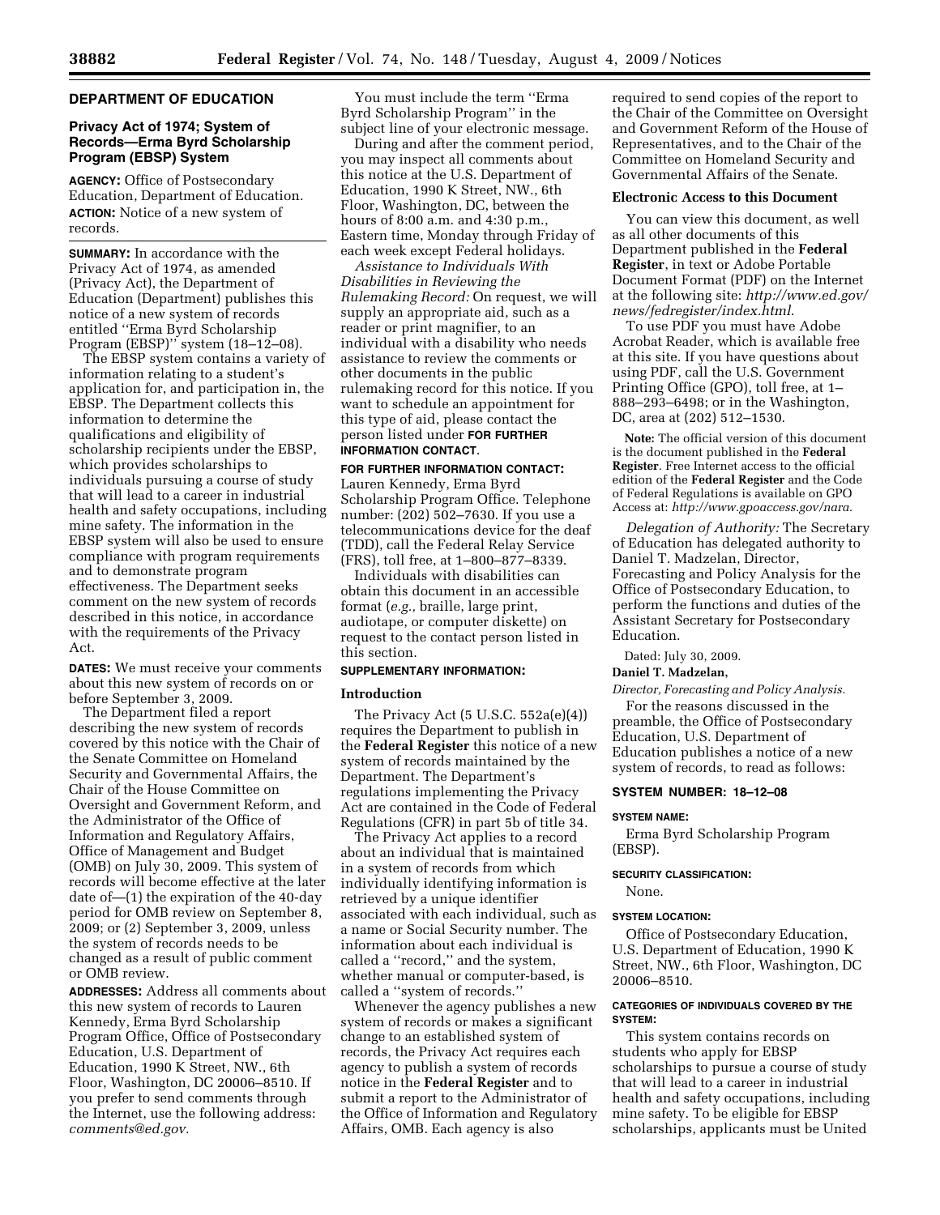## DEPARTMENT OF EDUCATION

### Privacy Act of 1974; System of Records—Erma Byrd Scholarship Program (EBSP) System

**AGENCY:** Office of Postsecondary Education, Department of Education.

**ACTION:** Notice of a new system of records.

**SUMMARY:** In accordance with the Privacy Act of 1974, as amended (Privacy Act), the Department of Education (Department) publishes this notice of a new system of records entitled ''Erma Byrd Scholarship Program (EBSP)'' system (18–12–08).

The EBSP system contains a variety of information relating to a student's application for, and participation in, the EBSP. The Department collects this information to determine the qualifications and eligibility of scholarship recipients under the EBSP, which provides scholarships to individuals pursuing a course of study that will lead to a career in industrial health and safety occupations, including mine safety. The information in the EBSP system will also be used to ensure compliance with program requirements and to demonstrate program effectiveness. The Department seeks comment on the new system of records described in this notice, in accordance with the requirements of the Privacy Act.

**DATES:** We must receive your comments about this new system of records on or before September 3, 2009.

The Department filed a report describing the new system of records covered by this notice with the Chair of the Senate Committee on Homeland Security and Governmental Affairs, the Chair of the House Committee on Oversight and Government Reform, and the Administrator of the Office of Information and Regulatory Affairs, Office of Management and Budget (OMB) on July 30, 2009. This system of records will become effective at the later date of—(1) the expiration of the 40-day period for OMB review on September 8, 2009; or (2) September 3, 2009, unless the system of records needs to be changed as a result of public comment or OMB review.

**ADDRESSES:** Address all comments about this new system of records to Lauren Kennedy, Erma Byrd Scholarship Program Office, Office of Postsecondary Education, U.S. Department of Education, 1990 K Street, NW., 6th Floor, Washington, DC 20006–8510. If you prefer to send comments through the Internet, use the following address: *comments@ed.gov.*

You must include the term ''Erma Byrd Scholarship Program'' in the subject line of your electronic message.

During and after the comment period, you may inspect all comments about this notice at the U.S. Department of Education, 1990 K Street, NW., 6th Floor, Washington, DC, between the hours of 8:00 a.m. and 4:30 p.m., Eastern time, Monday through Friday of each week except Federal holidays.

*Assistance to Individuals With Disabilities in Reviewing the Rulemaking Record:* On request, we will supply an appropriate aid, such as a reader or print magnifier, to an individual with a disability who needs assistance to review the comments or other documents in the public rulemaking record for this notice. If you want to schedule an appointment for this type of aid, please contact the person listed under **FOR FURTHER INFORMATION CONTACT**.

**FOR FURTHER INFORMATION CONTACT:** Lauren Kennedy, Erma Byrd Scholarship Program Office. Telephone number: (202) 502–7630. If you use a telecommunications device for the deaf (TDD), call the Federal Relay Service (FRS), toll free, at 1–800–877–8339.

Individuals with disabilities can obtain this document in an accessible format (*e.g.,* braille, large print, audiotape, or computer diskette) on request to the contact person listed in this section.

**SUPPLEMENTARY INFORMATION:**

### Introduction

The Privacy Act (5 U.S.C. 552a(e)(4)) requires the Department to publish in the **Federal Register** this notice of a new system of records maintained by the Department. The Department's regulations implementing the Privacy Act are contained in the Code of Federal Regulations (CFR) in part 5b of title 34.

The Privacy Act applies to a record about an individual that is maintained in a system of records from which individually identifying information is retrieved by a unique identifier associated with each individual, such as a name or Social Security number. The information about each individual is called a ''record,'' and the system, whether manual or computer-based, is called a ''system of records.''

Whenever the agency publishes a new system of records or makes a significant change to an established system of records, the Privacy Act requires each agency to publish a system of records notice in the **Federal Register** and to submit a report to the Administrator of the Office of Information and Regulatory Affairs, OMB. Each agency is also required to send copies of the report to the Chair of the Committee on Oversight and Government Reform of the House of Representatives, and to the Chair of the Committee on Homeland Security and Governmental Affairs of the Senate.

### Electronic Access to this Document

You can view this document, as well as all other documents of this Department published in the **Federal Register**, in text or Adobe Portable Document Format (PDF) on the Internet at the following site: *http://www.ed.gov/news/fedregister/index.html*.

To use PDF you must have Adobe Acrobat Reader, which is available free at this site. If you have questions about using PDF, call the U.S. Government Printing Office (GPO), toll free, at 1–888–293–6498; or in the Washington, DC, area at (202) 512–1530.

**Note:** The official version of this document is the document published in the **Federal Register**. Free Internet access to the official edition of the **Federal Register** and the Code of Federal Regulations is available on GPO Access at: *http://www.gpoaccess.gov/nara.*

*Delegation of Authority:* The Secretary of Education has delegated authority to Daniel T. Madzelan, Director, Forecasting and Policy Analysis for the Office of Postsecondary Education, to perform the functions and duties of the Assistant Secretary for Postsecondary Education.

Dated: July 30, 2009.

**Daniel T. Madzelan,**

*Director, Forecasting and Policy Analysis.*

For the reasons discussed in the preamble, the Office of Postsecondary Education, U.S. Department of Education publishes a notice of a new system of records, to read as follows:

### SYSTEM NUMBER: 18–12–08

**SYSTEM NAME:**

Erma Byrd Scholarship Program (EBSP).

**SECURITY CLASSIFICATION:**

None.

**SYSTEM LOCATION:**

Office of Postsecondary Education, U.S. Department of Education, 1990 K Street, NW., 6th Floor, Washington, DC 20006–8510.

**CATEGORIES OF INDIVIDUALS COVERED BY THE SYSTEM:**

This system contains records on students who apply for EBSP scholarships to pursue a course of study that will lead to a career in industrial health and safety occupations, including mine safety. To be eligible for EBSP scholarships, applicants must be United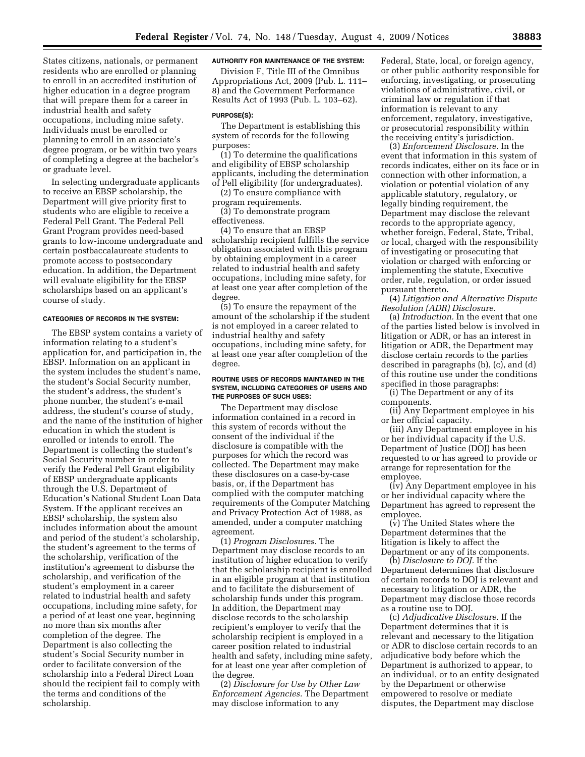States citizens, nationals, or permanent residents who are enrolled or planning to enroll in an accredited institution of higher education in a degree program that will prepare them for a career in industrial health and safety occupations, including mine safety. Individuals must be enrolled or planning to enroll in an associate's degree program, or be within two years of completing a degree at the bachelor's or graduate level.

In selecting undergraduate applicants to receive an EBSP scholarship, the Department will give priority first to students who are eligible to receive a Federal Pell Grant. The Federal Pell Grant Program provides need-based grants to low-income undergraduate and certain postbaccalaureate students to promote access to postsecondary education. In addition, the Department will evaluate eligibility for the EBSP scholarships based on an applicant's course of study.

#### CATEGORIES OF RECORDS IN THE SYSTEM:

The EBSP system contains a variety of information relating to a student's application for, and participation in, the EBSP. Information on an applicant in the system includes the student's name, the student's Social Security number, the student's address, the student's phone number, the student's e-mail address, the student's course of study, and the name of the institution of higher education in which the student is enrolled or intends to enroll. The Department is collecting the student's Social Security number in order to verify the Federal Pell Grant eligibility of EBSP undergraduate applicants through the U.S. Department of Education's National Student Loan Data System. If the applicant receives an EBSP scholarship, the system also includes information about the amount and period of the student's scholarship, the student's agreement to the terms of the scholarship, verification of the institution's agreement to disburse the scholarship, and verification of the student's employment in a career related to industrial health and safety occupations, including mine safety, for a period of at least one year, beginning no more than six months after completion of the degree. The Department is also collecting the student's Social Security number in order to facilitate conversion of the scholarship into a Federal Direct Loan should the recipient fail to comply with the terms and conditions of the scholarship.

#### AUTHORITY FOR MAINTENANCE OF THE SYSTEM:

Division F, Title III of the Omnibus Appropriations Act, 2009 (Pub. L. 111–8) and the Government Performance Results Act of 1993 (Pub. L. 103–62).

#### PURPOSE(S):

The Department is establishing this system of records for the following purposes:

(1) To determine the qualifications and eligibility of EBSP scholarship applicants, including the determination of Pell eligibility (for undergraduates).

(2) To ensure compliance with program requirements.

(3) To demonstrate program effectiveness.

(4) To ensure that an EBSP scholarship recipient fulfills the service obligation associated with this program by obtaining employment in a career related to industrial health and safety occupations, including mine safety, for at least one year after completion of the degree.

(5) To ensure the repayment of the amount of the scholarship if the student is not employed in a career related to industrial healthy and safety occupations, including mine safety, for at least one year after completion of the degree.

#### ROUTINE USES OF RECORDS MAINTAINED IN THE SYSTEM, INCLUDING CATEGORIES OF USERS AND THE PURPOSES OF SUCH USES:

The Department may disclose information contained in a record in this system of records without the consent of the individual if the disclosure is compatible with the purposes for which the record was collected. The Department may make these disclosures on a case-by-case basis, or, if the Department has complied with the computer matching requirements of the Computer Matching and Privacy Protection Act of 1988, as amended, under a computer matching agreement.

(1) *Program Disclosures.* The Department may disclose records to an institution of higher education to verify that the scholarship recipient is enrolled in an eligible program at that institution and to facilitate the disbursement of scholarship funds under this program. In addition, the Department may disclose records to the scholarship recipient's employer to verify that the scholarship recipient is employed in a career position related to industrial health and safety, including mine safety, for at least one year after completion of the degree.

(2) *Disclosure for Use by Other Law Enforcement Agencies.* The Department may disclose information to any Federal, State, local, or foreign agency, or other public authority responsible for enforcing, investigating, or prosecuting violations of administrative, civil, or criminal law or regulation if that information is relevant to any enforcement, regulatory, investigative, or prosecutorial responsibility within the receiving entity's jurisdiction.

(3) *Enforcement Disclosure.* In the event that information in this system of records indicates, either on its face or in connection with other information, a violation or potential violation of any applicable statutory, regulatory, or legally binding requirement, the Department may disclose the relevant records to the appropriate agency, whether foreign, Federal, State, Tribal, or local, charged with the responsibility of investigating or prosecuting that violation or charged with enforcing or implementing the statute, Executive order, rule, regulation, or order issued pursuant thereto.

(4) *Litigation and Alternative Dispute Resolution (ADR) Disclosure.*

(a) *Introduction.* In the event that one of the parties listed below is involved in litigation or ADR, or has an interest in litigation or ADR, the Department may disclose certain records to the parties described in paragraphs (b), (c), and (d) of this routine use under the conditions specified in those paragraphs:

(i) The Department or any of its components.

(ii) Any Department employee in his or her official capacity.

(iii) Any Department employee in his or her individual capacity if the U.S. Department of Justice (DOJ) has been requested to or has agreed to provide or arrange for representation for the employee.

(iv) Any Department employee in his or her individual capacity where the Department has agreed to represent the employee.

(v) The United States where the Department determines that the litigation is likely to affect the Department or any of its components.

(b) *Disclosure to DOJ.* If the Department determines that disclosure of certain records to DOJ is relevant and necessary to litigation or ADR, the Department may disclose those records as a routine use to DOJ.

(c) *Adjudicative Disclosure.* If the Department determines that it is relevant and necessary to the litigation or ADR to disclose certain records to an adjudicative body before which the Department is authorized to appear, to an individual, or to an entity designated by the Department or otherwise empowered to resolve or mediate disputes, the Department may disclose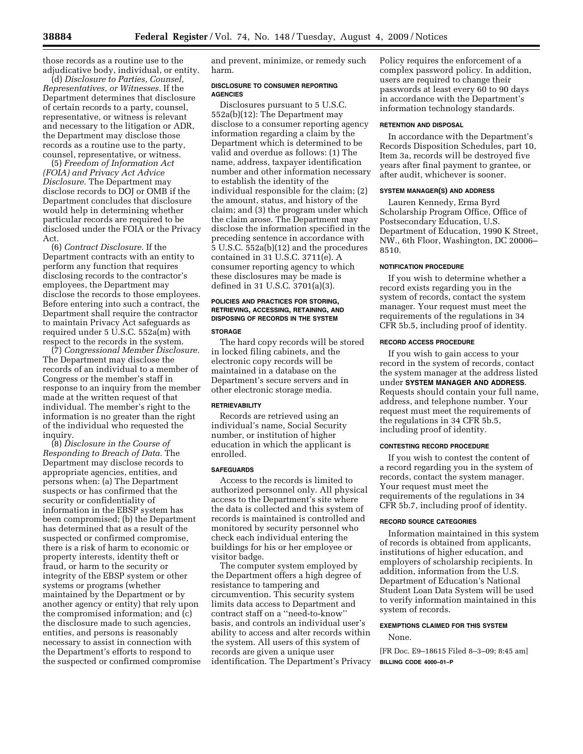those records as a routine use to the adjudicative body, individual, or entity.

(d) *Disclosure to Parties, Counsel, Representatives, or Witnesses.* If the Department determines that disclosure of certain records to a party, counsel, representative, or witness is relevant and necessary to the litigation or ADR, the Department may disclose those records as a routine use to the party, counsel, representative, or witness.

(5) *Freedom of Information Act (FOIA) and Privacy Act Advice Disclosure.* The Department may disclose records to DOJ or OMB if the Department concludes that disclosure would help in determining whether particular records are required to be disclosed under the FOIA or the Privacy Act.

(6) *Contract Disclosure.* If the Department contracts with an entity to perform any function that requires disclosing records to the contractor's employees, the Department may disclose the records to those employees. Before entering into such a contract, the Department shall require the contractor to maintain Privacy Act safeguards as required under 5 U.S.C. 552a(m) with respect to the records in the system.

(7) *Congressional Member Disclosure.* The Department may disclose the records of an individual to a member of Congress or the member's staff in response to an inquiry from the member made at the written request of that individual. The member's right to the information is no greater than the right of the individual who requested the inquiry.

(8) *Disclosure in the Course of Responding to Breach of Data.* The Department may disclose records to appropriate agencies, entities, and persons when: (a) The Department suspects or has confirmed that the security or confidentiality of information in the EBSP system has been compromised; (b) the Department has determined that as a result of the suspected or confirmed compromise, there is a risk of harm to economic or property interests, identity theft or fraud, or harm to the security or integrity of the EBSP system or other systems or programs (whether maintained by the Department or by another agency or entity) that rely upon the compromised information; and (c) the disclosure made to such agencies, entities, and persons is reasonably necessary to assist in connection with the Department's efforts to respond to the suspected or confirmed compromise and prevent, minimize, or remedy such harm.

#### DISCLOSURE TO CONSUMER REPORTING AGENCIES

Disclosures pursuant to 5 U.S.C. 552a(b)(12): The Department may disclose to a consumer reporting agency information regarding a claim by the Department which is determined to be valid and overdue as follows: (1) The name, address, taxpayer identification number and other information necessary to establish the identity of the individual responsible for the claim; (2) the amount, status, and history of the claim; and (3) the program under which the claim arose. The Department may disclose the information specified in the preceding sentence in accordance with 5 U.S.C. 552a(b)(12) and the procedures contained in 31 U.S.C. 3711(e). A consumer reporting agency to which these disclosures may be made is defined in 31 U.S.C. 3701(a)(3).

#### POLICIES AND PRACTICES FOR STORING, RETRIEVING, ACCESSING, RETAINING, AND DISPOSING OF RECORDS IN THE SYSTEM

#### STORAGE

The hard copy records will be stored in locked filing cabinets, and the electronic copy records will be maintained in a database on the Department's secure servers and in other electronic storage media.

#### RETRIEVABILITY

Records are retrieved using an individual's name, Social Security number, or institution of higher education in which the applicant is enrolled.

#### SAFEGUARDS

Access to the records is limited to authorized personnel only. All physical access to the Department's site where the data is collected and this system of records is maintained is controlled and monitored by security personnel who check each individual entering the buildings for his or her employee or visitor badge.

The computer system employed by the Department offers a high degree of resistance to tampering and circumvention. This security system limits data access to Department and contract staff on a ''need-to-know'' basis, and controls an individual user's ability to access and alter records within the system. All users of this system of records are given a unique user identification. The Department's Privacy Policy requires the enforcement of a complex password policy. In addition, users are required to change their passwords at least every 60 to 90 days in accordance with the Department's information technology standards.

#### RETENTION AND DISPOSAL

In accordance with the Department's Records Disposition Schedules, part 10, Item 3a, records will be destroyed five years after final payment to grantee, or after audit, whichever is sooner.

#### SYSTEM MANAGER(S) AND ADDRESS

Lauren Kennedy, Erma Byrd Scholarship Program Office, Office of Postsecondary Education, U.S. Department of Education, 1990 K Street, NW., 6th Floor, Washington, DC 20006–8510.

#### NOTIFICATION PROCEDURE

If you wish to determine whether a record exists regarding you in the system of records, contact the system manager. Your request must meet the requirements of the regulations in 34 CFR 5b.5, including proof of identity.

#### RECORD ACCESS PROCEDURE

If you wish to gain access to your record in the system of records, contact the system manager at the address listed under **SYSTEM MANAGER AND ADDRESS**. Requests should contain your full name, address, and telephone number. Your request must meet the requirements of the regulations in 34 CFR 5b.5, including proof of identity.

#### CONTESTING RECORD PROCEDURE

If you wish to contest the content of a record regarding you in the system of records, contact the system manager. Your request must meet the requirements of the regulations in 34 CFR 5b.7, including proof of identity.

#### RECORD SOURCE CATEGORIES

Information maintained in this system of records is obtained from applicants, institutions of higher education, and employers of scholarship recipients. In addition, information from the U.S. Department of Education's National Student Loan Data System will be used to verify information maintained in this system of records.

#### EXEMPTIONS CLAIMED FOR THIS SYSTEM

None.

[FR Doc. E9–18615 Filed 8–3–09; 8:45 am]

**BILLING CODE 4000–01–P**